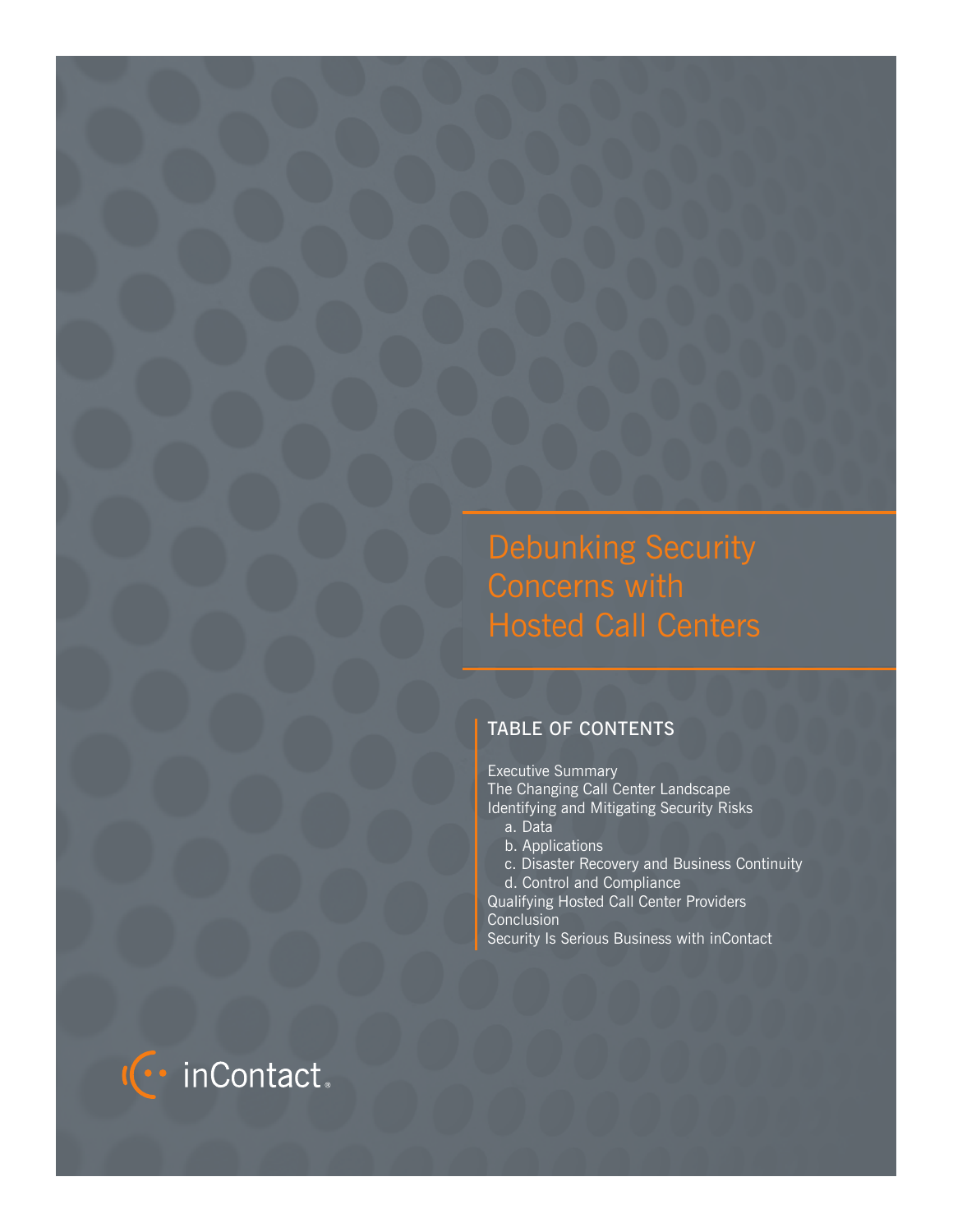# Debunking Security Concerns with Hosted Call Centers

## TABLE OF CONTENTS

Executive Summary
The Changing Call Center Landscape
Identifying and Mitigating Security Risks
- a. Data
- b. Applications
- c. Disaster Recovery and Business Continuity
- d. Control and Compliance

Qualifying Hosted Call Center Providers
Conclusion
Security Is Serious Business with inContact

inContact®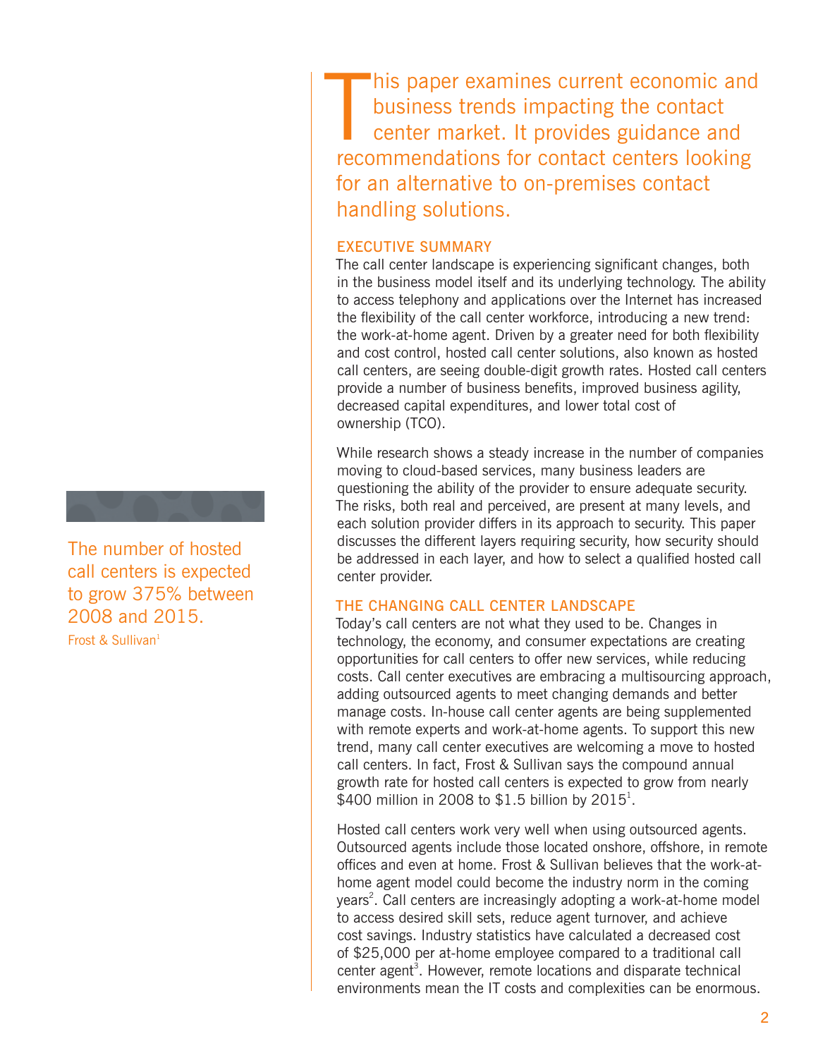This paper examines current economic and business trends impacting the contact center market. It provides guidance and recommendations for contact centers looking for an alternative to on-premises contact handling solutions.

## EXECUTIVE SUMMARY

The call center landscape is experiencing significant changes, both in the business model itself and its underlying technology. The ability to access telephony and applications over the Internet has increased the flexibility of the call center workforce, introducing a new trend: the work-at-home agent. Driven by a greater need for both flexibility and cost control, hosted call center solutions, also known as hosted call centers, are seeing double-digit growth rates. Hosted call centers provide a number of business benefits, improved business agility, decreased capital expenditures, and lower total cost of ownership (TCO).

While research shows a steady increase in the number of companies moving to cloud-based services, many business leaders are questioning the ability of the provider to ensure adequate security. The risks, both real and perceived, are present at many levels, and each solution provider differs in its approach to security. This paper discusses the different layers requiring security, how security should be addressed in each layer, and how to select a qualified hosted call center provider.

> The number of hosted call centers is expected to grow 375% between 2008 and 2015.
> Frost & Sullivan[1]

## THE CHANGING CALL CENTER LANDSCAPE

Today's call centers are not what they used to be. Changes in technology, the economy, and consumer expectations are creating opportunities for call centers to offer new services, while reducing costs. Call center executives are embracing a multisourcing approach, adding outsourced agents to meet changing demands and better manage costs. In-house call center agents are being supplemented with remote experts and work-at-home agents. To support this new trend, many call center executives are welcoming a move to hosted call centers. In fact, Frost & Sullivan says the compound annual growth rate for hosted call centers is expected to grow from nearly $400 million in 2008 to $1.5 billion by 2015[1].

Hosted call centers work very well when using outsourced agents. Outsourced agents include those located onshore, offshore, in remote offices and even at home. Frost & Sullivan believes that the work-at-home agent model could become the industry norm in the coming years[2]. Call centers are increasingly adopting a work-at-home model to access desired skill sets, reduce agent turnover, and achieve cost savings. Industry statistics have calculated a decreased cost of $25,000 per at-home employee compared to a traditional call center agent[3]. However, remote locations and disparate technical environments mean the IT costs and complexities can be enormous.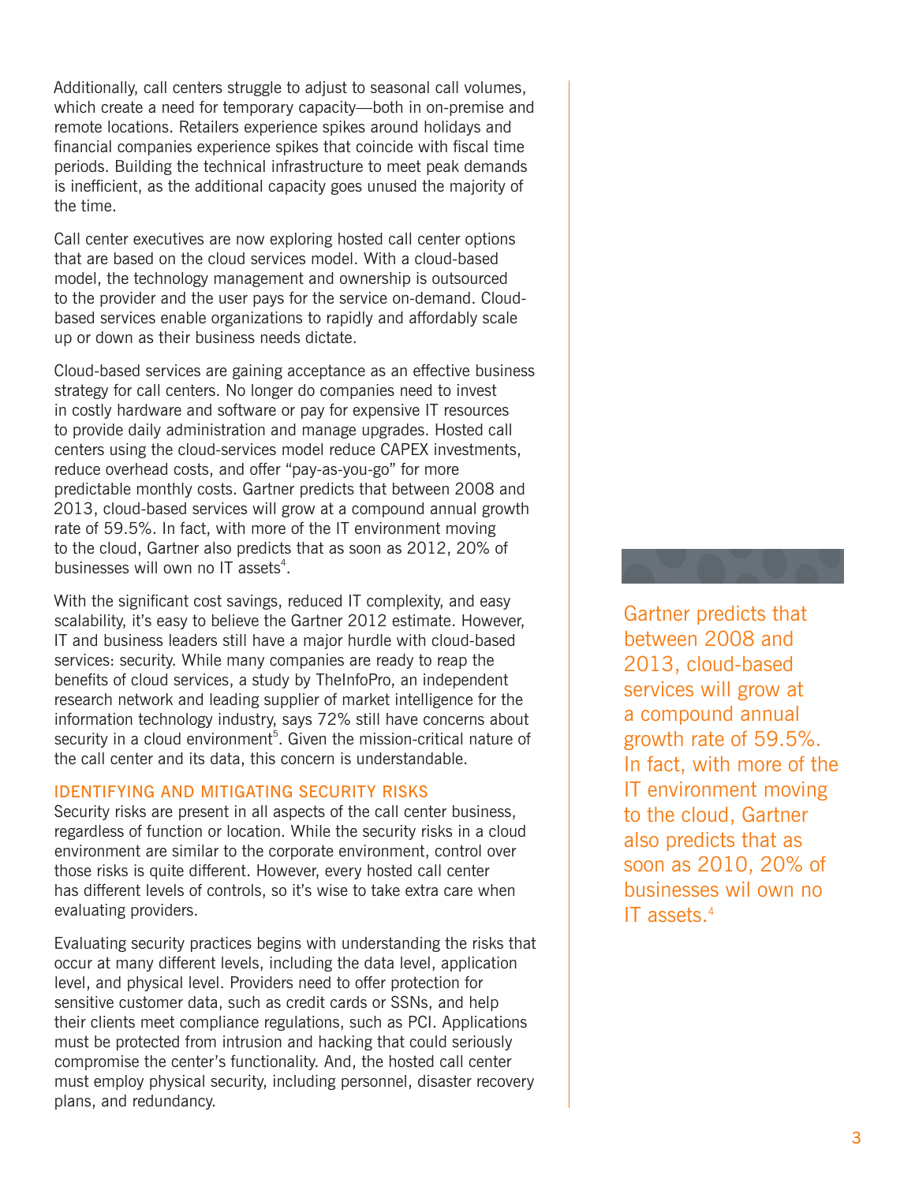Additionally, call centers struggle to adjust to seasonal call volumes, which create a need for temporary capacity—both in on-premise and remote locations. Retailers experience spikes around holidays and financial companies experience spikes that coincide with fiscal time periods. Building the technical infrastructure to meet peak demands is inefficient, as the additional capacity goes unused the majority of the time.

Call center executives are now exploring hosted call center options that are based on the cloud services model. With a cloud-based model, the technology management and ownership is outsourced to the provider and the user pays for the service on-demand. Cloud-based services enable organizations to rapidly and affordably scale up or down as their business needs dictate.

Cloud-based services are gaining acceptance as an effective business strategy for call centers. No longer do companies need to invest in costly hardware and software or pay for expensive IT resources to provide daily administration and manage upgrades. Hosted call centers using the cloud-services model reduce CAPEX investments, reduce overhead costs, and offer "pay-as-you-go" for more predictable monthly costs. Gartner predicts that between 2008 and 2013, cloud-based services will grow at a compound annual growth rate of 59.5%. In fact, with more of the IT environment moving to the cloud, Gartner also predicts that as soon as 2012, 20% of businesses will own no IT assets[4].

With the significant cost savings, reduced IT complexity, and easy scalability, it's easy to believe the Gartner 2012 estimate. However, IT and business leaders still have a major hurdle with cloud-based services: security. While many companies are ready to reap the benefits of cloud services, a study by TheInfoPro, an independent research network and leading supplier of market intelligence for the information technology industry, says 72% still have concerns about security in a cloud environment[5]. Given the mission-critical nature of the call center and its data, this concern is understandable.

> Gartner predicts that between 2008 and 2013, cloud-based services will grow at a compound annual growth rate of 59.5%. In fact, with more of the IT environment moving to the cloud, Gartner also predicts that as soon as 2010, 20% of businesses wil own no IT assets.[4]

## IDENTIFYING AND MITIGATING SECURITY RISKS

Security risks are present in all aspects of the call center business, regardless of function or location. While the security risks in a cloud environment are similar to the corporate environment, control over those risks is quite different. However, every hosted call center has different levels of controls, so it's wise to take extra care when evaluating providers.

Evaluating security practices begins with understanding the risks that occur at many different levels, including the data level, application level, and physical level. Providers need to offer protection for sensitive customer data, such as credit cards or SSNs, and help their clients meet compliance regulations, such as PCI. Applications must be protected from intrusion and hacking that could seriously compromise the center's functionality. And, the hosted call center must employ physical security, including personnel, disaster recovery plans, and redundancy.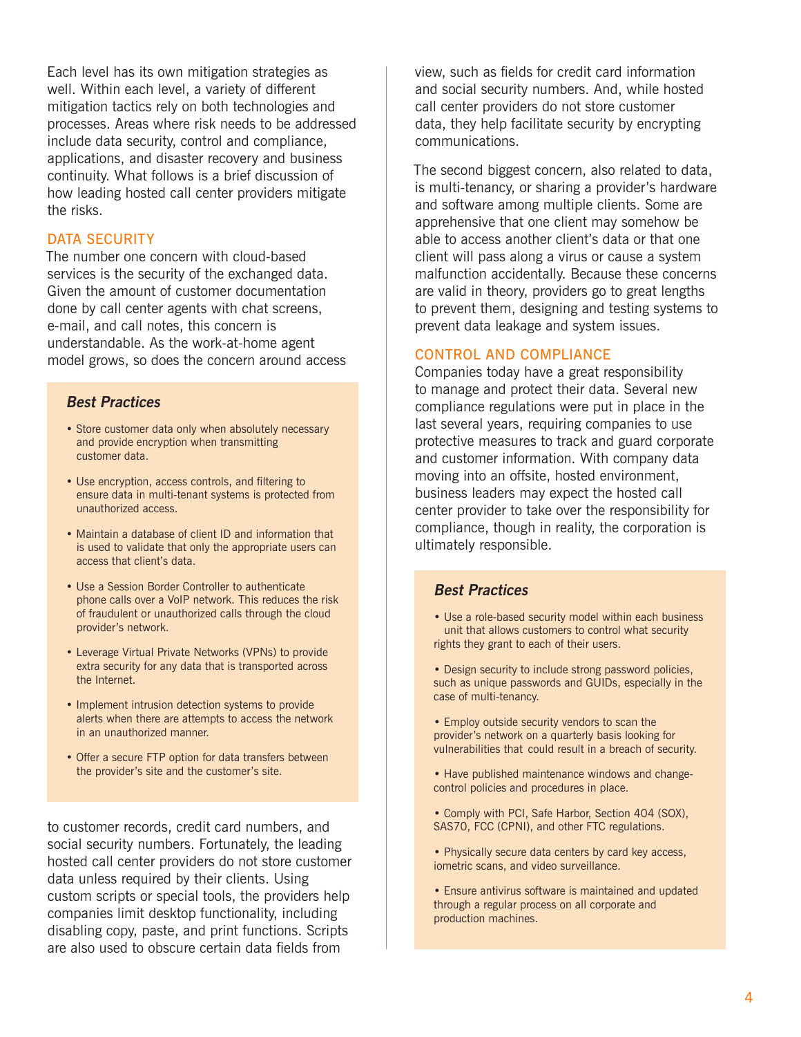Each level has its own mitigation strategies as well. Within each level, a variety of different mitigation tactics rely on both technologies and processes. Areas where risk needs to be addressed include data security, control and compliance, applications, and disaster recovery and business continuity. What follows is a brief discussion of how leading hosted call center providers mitigate the risks.

## DATA SECURITY

The number one concern with cloud-based services is the security of the exchanged data. Given the amount of customer documentation done by call center agents with chat screens, e-mail, and call notes, this concern is understandable. As the work-at-home agent model grows, so does the concern around access to customer records, credit card numbers, and social security numbers. Fortunately, the leading hosted call center providers do not store customer data unless required by their clients. Using custom scripts or special tools, the providers help companies limit desktop functionality, including disabling copy, paste, and print functions. Scripts are also used to obscure certain data fields from view, such as fields for credit card information and social security numbers. And, while hosted call center providers do not store customer data, they help facilitate security by encrypting communications.

> ### *Best Practices*
>
> - Store customer data only when absolutely necessary and provide encryption when transmitting customer data.
> - Use encryption, access controls, and filtering to ensure data in multi-tenant systems is protected from unauthorized access.
> - Maintain a database of client ID and information that is used to validate that only the appropriate users can access that client's data.
> - Use a Session Border Controller to authenticate phone calls over a VoIP network. This reduces the risk of fraudulent or unauthorized calls through the cloud provider's network.
> - Leverage Virtual Private Networks (VPNs) to provide extra security for any data that is transported across the Internet.
> - Implement intrusion detection systems to provide alerts when there are attempts to access the network in an unauthorized manner.
> - Offer a secure FTP option for data transfers between the provider's site and the customer's site.

The second biggest concern, also related to data, is multi-tenancy, or sharing a provider's hardware and software among multiple clients. Some are apprehensive that one client may somehow be able to access another client's data or that one client will pass along a virus or cause a system malfunction accidentally. Because these concerns are valid in theory, providers go to great lengths to prevent them, designing and testing systems to prevent data leakage and system issues.

## CONTROL AND COMPLIANCE

Companies today have a great responsibility to manage and protect their data. Several new compliance regulations were put in place in the last several years, requiring companies to use protective measures to track and guard corporate and customer information. With company data moving into an offsite, hosted environment, business leaders may expect the hosted call center provider to take over the responsibility for compliance, though in reality, the corporation is ultimately responsible.

> ### *Best Practices*
>
> - Use a role-based security model within each business unit that allows customers to control what security rights they grant to each of their users.
> - Design security to include strong password policies, such as unique passwords and GUIDs, especially in the case of multi-tenancy.
> - Employ outside security vendors to scan the provider's network on a quarterly basis looking for vulnerabilities that could result in a breach of security.
> - Have published maintenance windows and change-control policies and procedures in place.
> - Comply with PCI, Safe Harbor, Section 404 (SOX), SAS70, FCC (CPNI), and other FTC regulations.
> - Physically secure data centers by card key access, iometric scans, and video surveillance.
> - Ensure antivirus software is maintained and updated through a regular process on all corporate and production machines.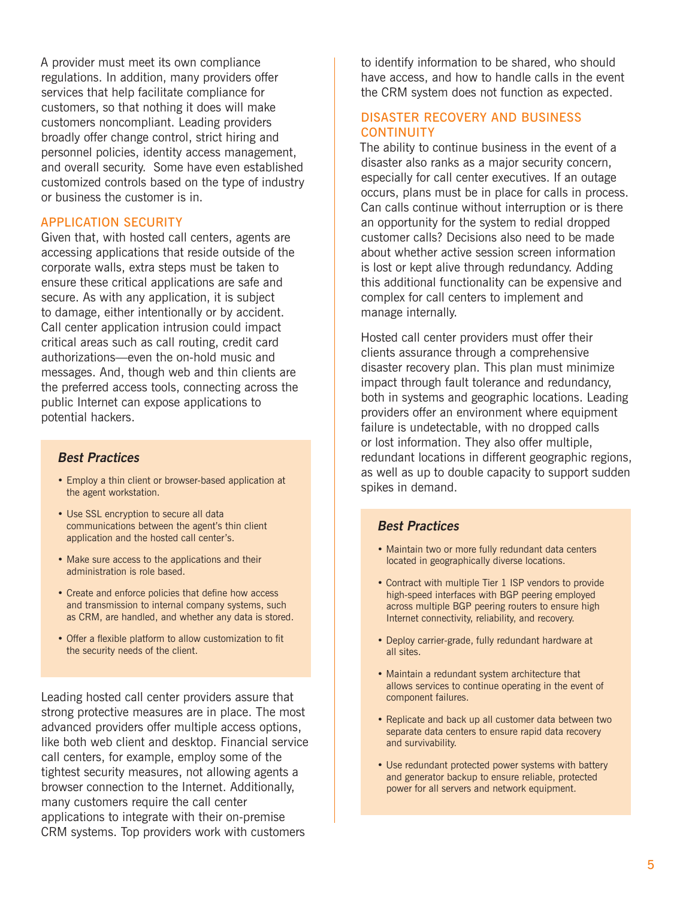A provider must meet its own compliance regulations. In addition, many providers offer services that help facilitate compliance for customers, so that nothing it does will make customers noncompliant. Leading providers broadly offer change control, strict hiring and personnel policies, identity access management, and overall security. Some have even established customized controls based on the type of industry or business the customer is in.

## APPLICATION SECURITY

Given that, with hosted call centers, agents are accessing applications that reside outside of the corporate walls, extra steps must be taken to ensure these critical applications are safe and secure. As with any application, it is subject to damage, either intentionally or by accident. Call center application intrusion could impact critical areas such as call routing, credit card authorizations—even the on-hold music and messages. And, though web and thin clients are the preferred access tools, connecting across the public Internet can expose applications to potential hackers.

### *Best Practices*

- Employ a thin client or browser-based application at the agent workstation.
- Use SSL encryption to secure all data communications between the agent's thin client application and the hosted call center's.
- Make sure access to the applications and their administration is role based.
- Create and enforce policies that define how access and transmission to internal company systems, such as CRM, are handled, and whether any data is stored.
- Offer a flexible platform to allow customization to fit the security needs of the client.

Leading hosted call center providers assure that strong protective measures are in place. The most advanced providers offer multiple access options, like both web client and desktop. Financial service call centers, for example, employ some of the tightest security measures, not allowing agents a browser connection to the Internet. Additionally, many customers require the call center applications to integrate with their on-premise CRM systems. Top providers work with customers to identify information to be shared, who should have access, and how to handle calls in the event the CRM system does not function as expected.

## DISASTER RECOVERY AND BUSINESS CONTINUITY

The ability to continue business in the event of a disaster also ranks as a major security concern, especially for call center executives. If an outage occurs, plans must be in place for calls in process. Can calls continue without interruption or is there an opportunity for the system to redial dropped customer calls? Decisions also need to be made about whether active session screen information is lost or kept alive through redundancy. Adding this additional functionality can be expensive and complex for call centers to implement and manage internally.

Hosted call center providers must offer their clients assurance through a comprehensive disaster recovery plan. This plan must minimize impact through fault tolerance and redundancy, both in systems and geographic locations. Leading providers offer an environment where equipment failure is undetectable, with no dropped calls or lost information. They also offer multiple, redundant locations in different geographic regions, as well as up to double capacity to support sudden spikes in demand.

### *Best Practices*

- Maintain two or more fully redundant data centers located in geographically diverse locations.
- Contract with multiple Tier 1 ISP vendors to provide high-speed interfaces with BGP peering employed across multiple BGP peering routers to ensure high Internet connectivity, reliability, and recovery.
- Deploy carrier-grade, fully redundant hardware at all sites.
- Maintain a redundant system architecture that allows services to continue operating in the event of component failures.
- Replicate and back up all customer data between two separate data centers to ensure rapid data recovery and survivability.
- Use redundant protected power systems with battery and generator backup to ensure reliable, protected power for all servers and network equipment.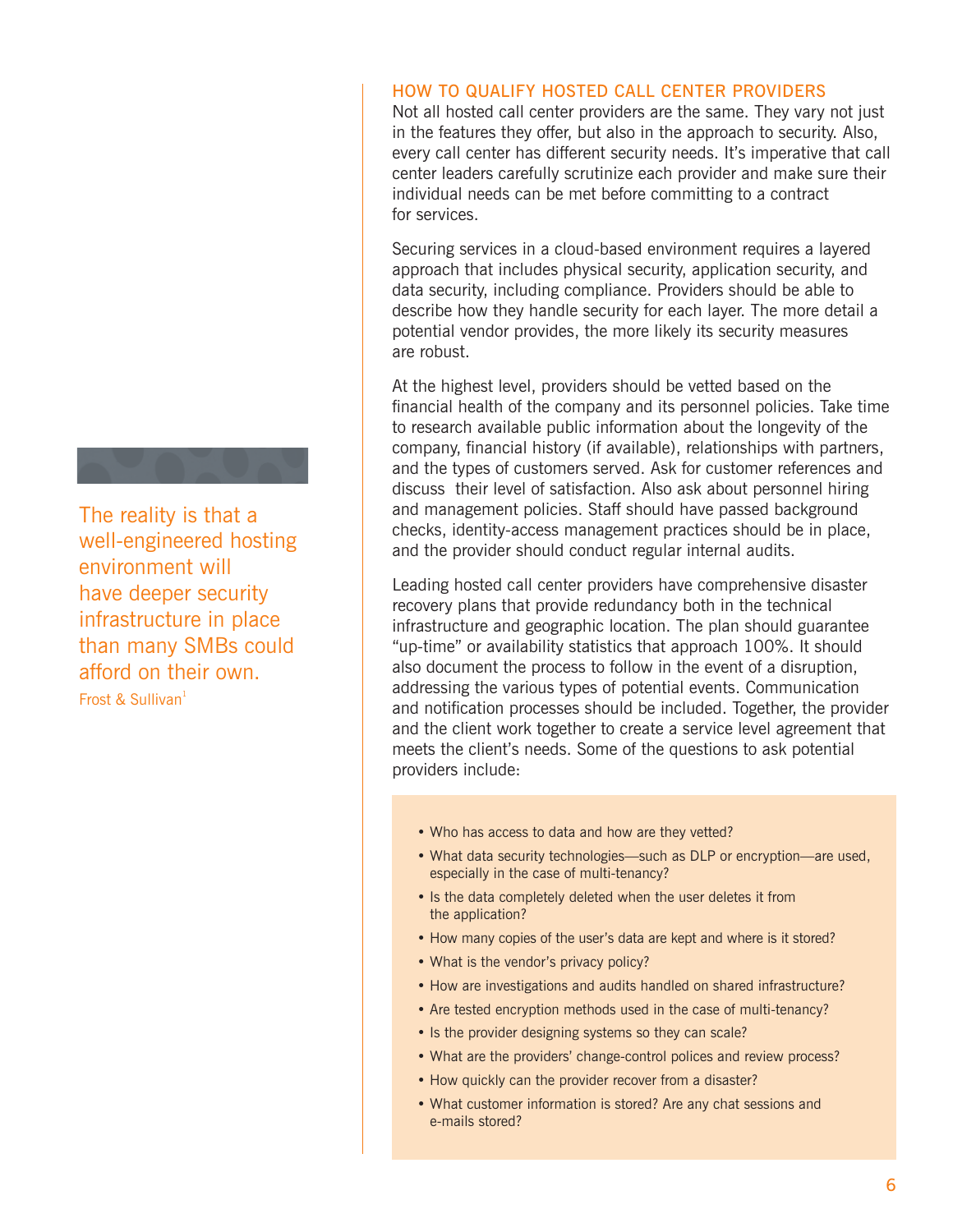## HOW TO QUALIFY HOSTED CALL CENTER PROVIDERS

Not all hosted call center providers are the same. They vary not just in the features they offer, but also in the approach to security. Also, every call center has different security needs. It's imperative that call center leaders carefully scrutinize each provider and make sure their individual needs can be met before committing to a contract for services.

Securing services in a cloud-based environment requires a layered approach that includes physical security, application security, and data security, including compliance. Providers should be able to describe how they handle security for each layer. The more detail a potential vendor provides, the more likely its security measures are robust.

At the highest level, providers should be vetted based on the financial health of the company and its personnel policies. Take time to research available public information about the longevity of the company, financial history (if available), relationships with partners, and the types of customers served. Ask for customer references and discuss their level of satisfaction. Also ask about personnel hiring and management policies. Staff should have passed background checks, identity-access management practices should be in place, and the provider should conduct regular internal audits.

> The reality is that a well-engineered hosting environment will have deeper security infrastructure in place than many SMBs could afford on their own.
>
> Frost & Sullivan[1]

Leading hosted call center providers have comprehensive disaster recovery plans that provide redundancy both in the technical infrastructure and geographic location. The plan should guarantee "up-time" or availability statistics that approach 100%. It should also document the process to follow in the event of a disruption, addressing the various types of potential events. Communication and notification processes should be included. Together, the provider and the client work together to create a service level agreement that meets the client's needs. Some of the questions to ask potential providers include:

- Who has access to data and how are they vetted?
- What data security technologies—such as DLP or encryption—are used, especially in the case of multi-tenancy?
- Is the data completely deleted when the user deletes it from the application?
- How many copies of the user's data are kept and where is it stored?
- What is the vendor's privacy policy?
- How are investigations and audits handled on shared infrastructure?
- Are tested encryption methods used in the case of multi-tenancy?
- Is the provider designing systems so they can scale?
- What are the providers' change-control polices and review process?
- How quickly can the provider recover from a disaster?
- What customer information is stored? Are any chat sessions and e-mails stored?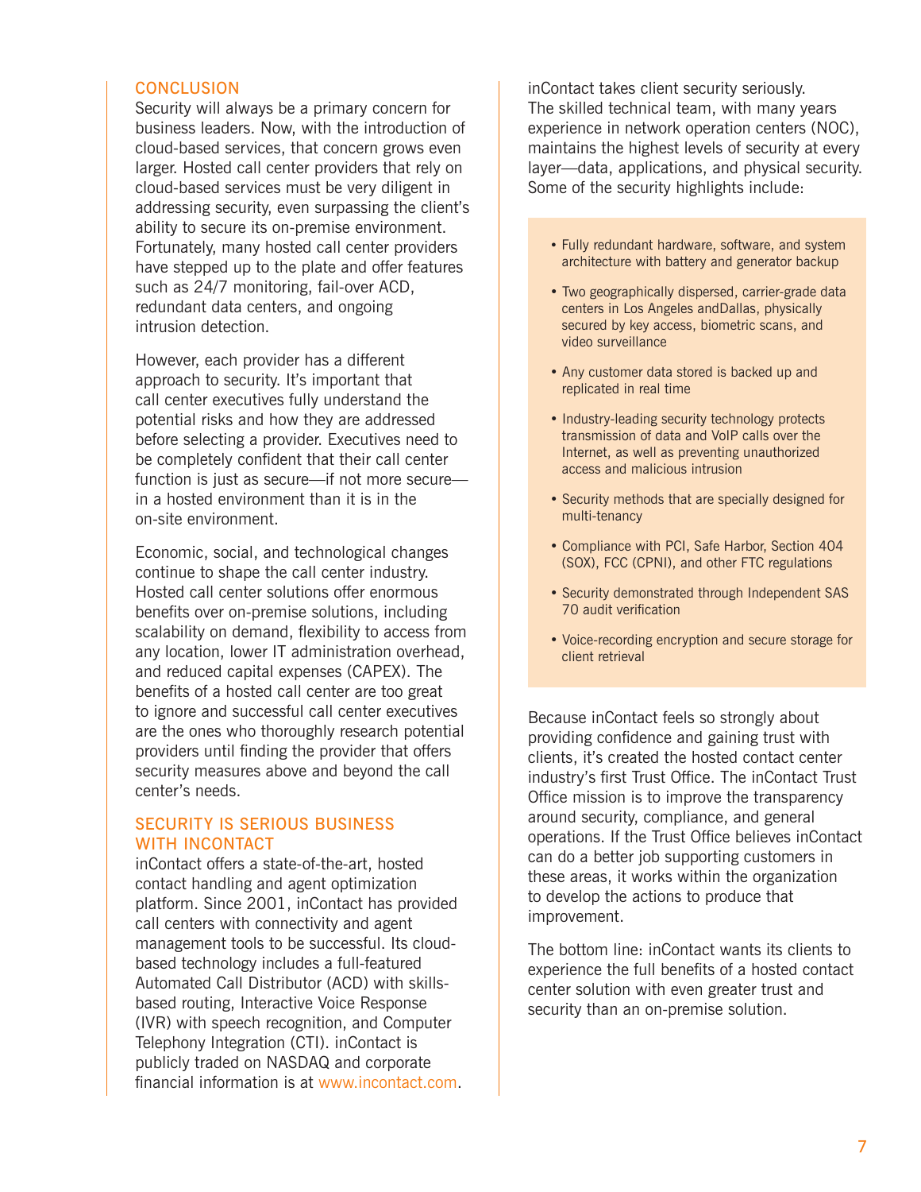## CONCLUSION

Security will always be a primary concern for business leaders. Now, with the introduction of cloud-based services, that concern grows even larger. Hosted call center providers that rely on cloud-based services must be very diligent in addressing security, even surpassing the client's ability to secure its on-premise environment. Fortunately, many hosted call center providers have stepped up to the plate and offer features such as 24/7 monitoring, fail-over ACD, redundant data centers, and ongoing intrusion detection.

However, each provider has a different approach to security. It's important that call center executives fully understand the potential risks and how they are addressed before selecting a provider. Executives need to be completely confident that their call center function is just as secure—if not more secure—in a hosted environment than it is in the on-site environment.

Economic, social, and technological changes continue to shape the call center industry. Hosted call center solutions offer enormous benefits over on-premise solutions, including scalability on demand, flexibility to access from any location, lower IT administration overhead, and reduced capital expenses (CAPEX). The benefits of a hosted call center are too great to ignore and successful call center executives are the ones who thoroughly research potential providers until finding the provider that offers security measures above and beyond the call center's needs.

## SECURITY IS SERIOUS BUSINESS WITH INCONTACT

inContact offers a state-of-the-art, hosted contact handling and agent optimization platform. Since 2001, inContact has provided call centers with connectivity and agent management tools to be successful. Its cloud-based technology includes a full-featured Automated Call Distributor (ACD) with skills-based routing, Interactive Voice Response (IVR) with speech recognition, and Computer Telephony Integration (CTI). inContact is publicly traded on NASDAQ and corporate financial information is at www.incontact.com.

inContact takes client security seriously. The skilled technical team, with many years experience in network operation centers (NOC), maintains the highest levels of security at every layer—data, applications, and physical security. Some of the security highlights include:

- Fully redundant hardware, software, and system architecture with battery and generator backup
- Two geographically dispersed, carrier-grade data centers in Los Angeles andDallas, physically secured by key access, biometric scans, and video surveillance
- Any customer data stored is backed up and replicated in real time
- Industry-leading security technology protects transmission of data and VoIP calls over the Internet, as well as preventing unauthorized access and malicious intrusion
- Security methods that are specially designed for multi-tenancy
- Compliance with PCI, Safe Harbor, Section 404 (SOX), FCC (CPNI), and other FTC regulations
- Security demonstrated through Independent SAS 70 audit verification
- Voice-recording encryption and secure storage for client retrieval

Because inContact feels so strongly about providing confidence and gaining trust with clients, it's created the hosted contact center industry's first Trust Office. The inContact Trust Office mission is to improve the transparency around security, compliance, and general operations. If the Trust Office believes inContact can do a better job supporting customers in these areas, it works within the organization to develop the actions to produce that improvement.

The bottom line: inContact wants its clients to experience the full benefits of a hosted contact center solution with even greater trust and security than an on-premise solution.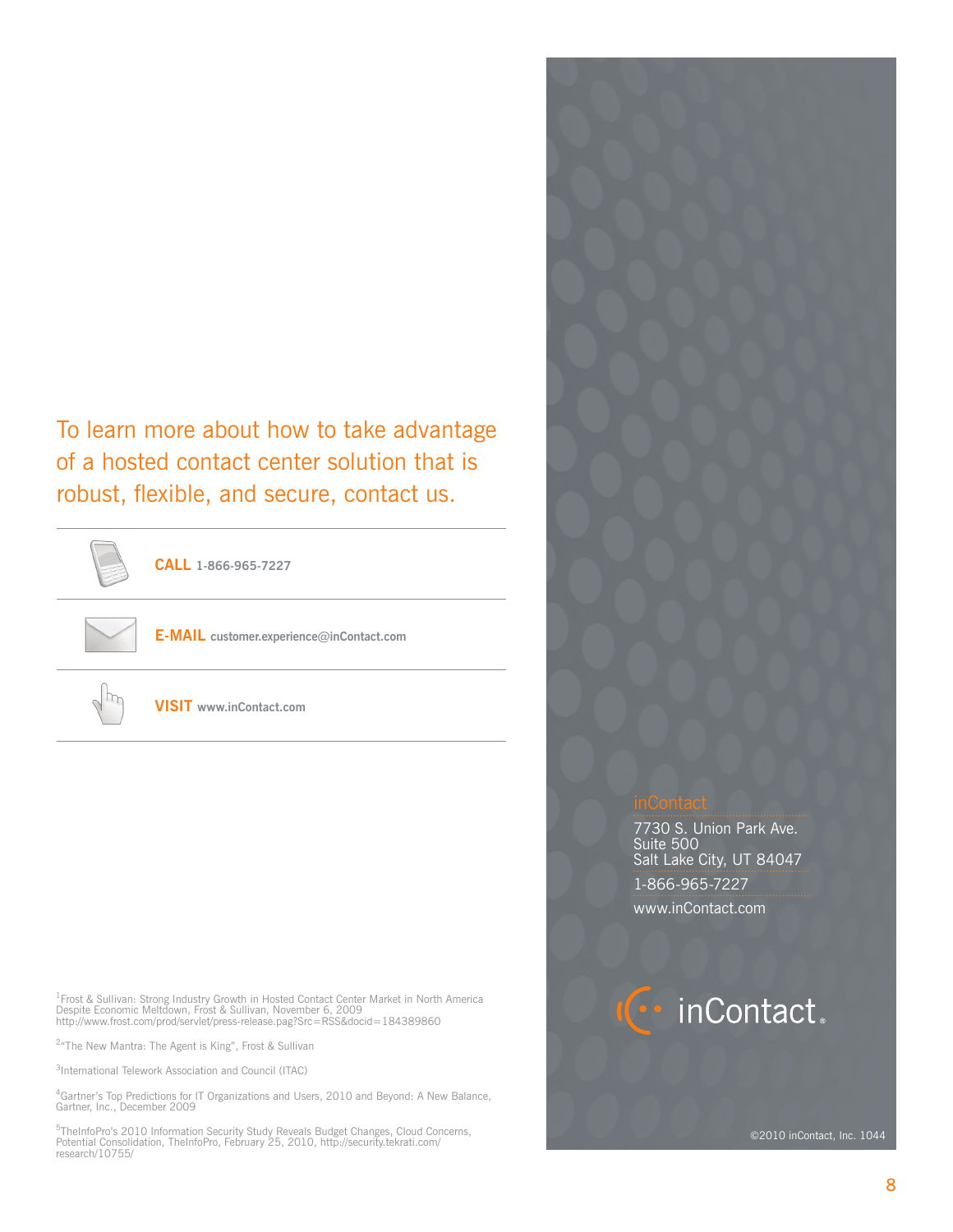To learn more about how to take advantage of a hosted contact center solution that is robust, flexible, and secure, contact us.

**CALL** 1-866-965-7227

**E-MAIL** customer.experience@inContact.com

**VISIT** www.inContact.com

inContact

7730 S. Union Park Ave.
Suite 500
Salt Lake City, UT 84047

1-866-965-7227

www.inContact.com

inContact

©2010 inContact, Inc. 1044

[1]Frost & Sullivan: Strong Industry Growth in Hosted Contact Center Market in North America Despite Economic Meltdown, Frost & Sullivan, November 6, 2009 http://www.frost.com/prod/servlet/press-release.pag?Src=RSS&docid=184389860

[2]"The New Mantra: The Agent is King", Frost & Sullivan

[3]International Telework Association and Council (ITAC)

[4]Gartner's Top Predictions for IT Organizations and Users, 2010 and Beyond: A New Balance, Gartner, Inc., December 2009

[5]TheInfoPro's 2010 Information Security Study Reveals Budget Changes, Cloud Concerns, Potential Consolidation, TheInfoPro, February 25, 2010, http://security.tekrati.com/research/10755/